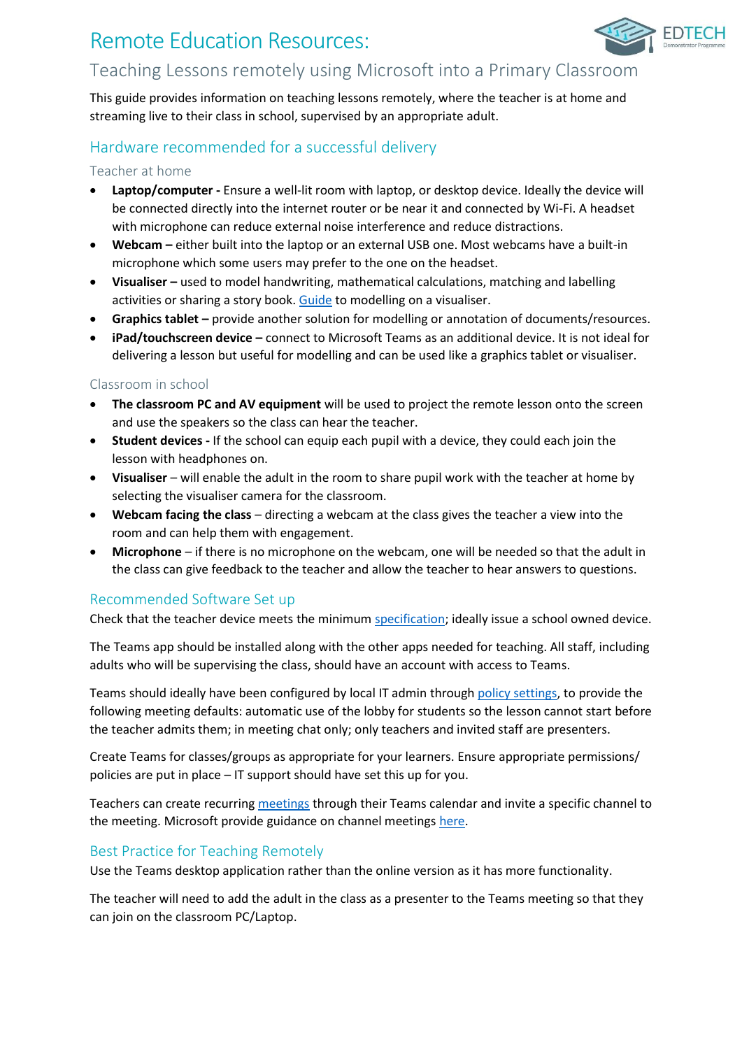# Remote Education Resources:

## Teaching Lessons remotely using Microsoft into a Primary Classroom

This guide provides information on teaching lessons remotely, where the teacher is at home and streaming live to their class in school, supervised by an appropriate adult.

## Hardware recommended for a successful delivery

### Teacher at home

- **Laptop/computer -** Ensure a well-lit room with laptop, or desktop device. Ideally the device will be connected directly into the internet router or be near it and connected by Wi-Fi. A headset with microphone can reduce external noise interference and reduce distractions.
- **Webcam –** either built into the laptop or an external USB one. Most webcams have a built-in microphone which some users may prefer to the one on the headset.
- **Visualiser –** used to model handwriting, mathematical calculations, matching and labelling activities or sharing a story book. Guide to modelling on a visualiser.
- **Graphics tablet –** provide another solution for modelling or annotation of documents/resources.
- **iPad/touchscreen device –** connect to Microsoft Teams as an additional device. It is not ideal for delivering a lesson but useful for modelling and can be used like a graphics tablet or visualiser.

### Classroom in school

- **The classroom PC and AV equipment** will be used to project the remote lesson onto the screen and use the speakers so the class can hear the teacher.
- **Student devices -** If the school can equip each pupil with a device, they could each join the lesson with headphones on.
- **Visualiser** – will enable the adult in the room to share pupil work with the teacher at home by selecting the visualiser camera for the classroom.
- **Webcam facing the class** – directing a webcam at the class gives the teacher a view into the room and can help them with engagement.
- **Microphone** – if there is no microphone on the webcam, one will be needed so that the adult in the class can give feedback to the teacher and allow the teacher to hear answers to questions.

## Recommended Software Set up

Check that the teacher device meets the minimum specification; ideally issue a school owned device.

The Teams app should be installed along with the other apps needed for teaching. All staff, including adults who will be supervising the class, should have an account with access to Teams.

Teams should ideally have been configured by local IT admin through policy settings, to provide the following meeting defaults: automatic use of the lobby for students so the lesson cannot start before the teacher admits them; in meeting chat only; only teachers and invited staff are presenters.

Create Teams for classes/groups as appropriate for your learners. Ensure appropriate permissions/ policies are put in place – IT support should have set this up for you.

Teachers can create recurring meetings through their Teams calendar and invite a specific channel to the meeting. Microsoft provide guidance on channel meetings here.

## Best Practice for Teaching Remotely

Use the Teams desktop application rather than the online version as it has more functionality.

The teacher will need to add the adult in the class as a presenter to the Teams meeting so that they can join on the classroom PC/Laptop.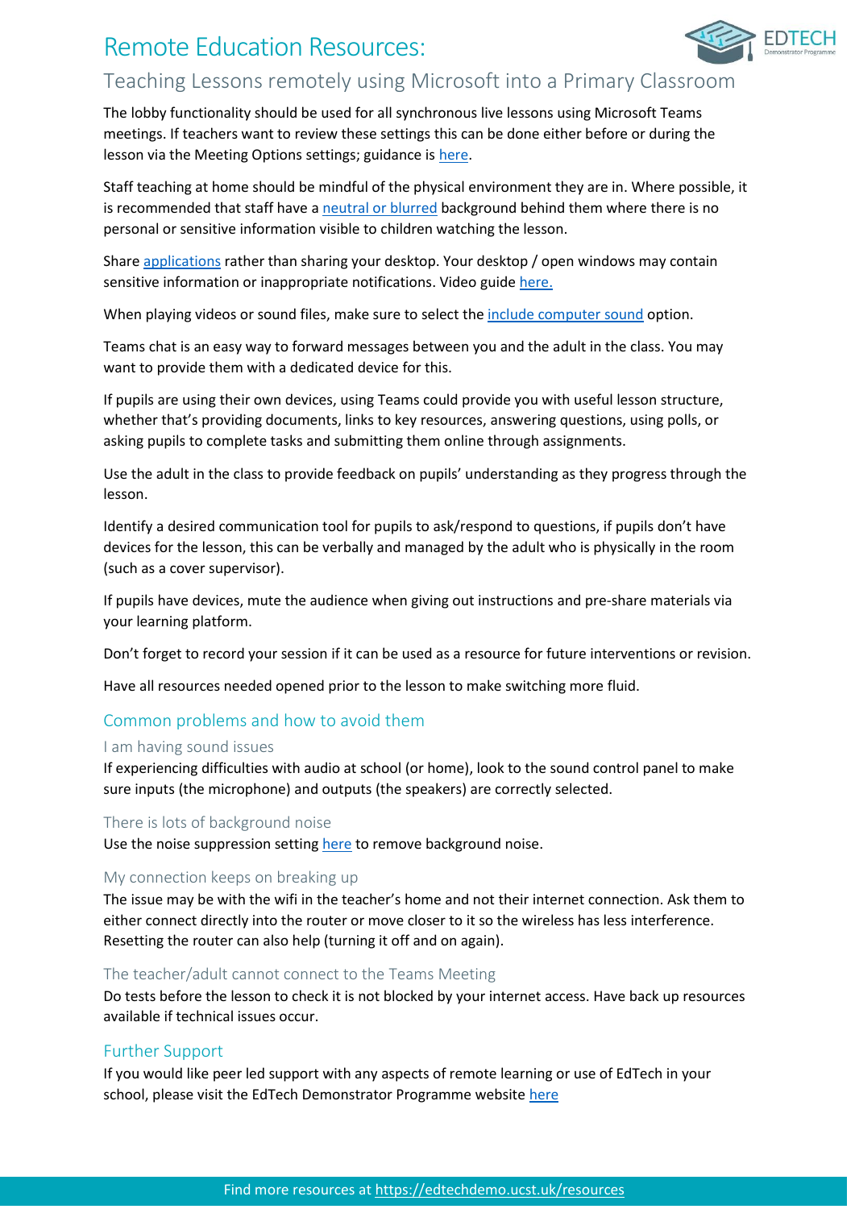# Remote Education Resources:

## Teaching Lessons remotely using Microsoft into a Primary Classroom

The lobby functionality should be used for all synchronous live lessons using Microsoft Teams meetings. If teachers want to review these settings this can be done either before or during the lesson via the Meeting Options settings; guidance is here.

Staff teaching at home should be mindful of the physical environment they are in. Where possible, it is recommended that staff have a neutral or blurred background behind them where there is no personal or sensitive information visible to children watching the lesson.

Share applications rather than sharing your desktop. Your desktop / open windows may contain sensitive information or inappropriate notifications. Video guide here.

When playing videos or sound files, make sure to select the include computer sound option.

Teams chat is an easy way to forward messages between you and the adult in the class. You may want to provide them with a dedicated device for this.

If pupils are using their own devices, using Teams could provide you with useful lesson structure, whether that's providing documents, links to key resources, answering questions, using polls, or asking pupils to complete tasks and submitting them online through assignments.

Use the adult in the class to provide feedback on pupils' understanding as they progress through the lesson.

Identify a desired communication tool for pupils to ask/respond to questions, if pupils don't have devices for the lesson, this can be verbally and managed by the adult who is physically in the room (such as a cover supervisor).

If pupils have devices, mute the audience when giving out instructions and pre-share materials via your learning platform.

Don't forget to record your session if it can be used as a resource for future interventions or revision.

Have all resources needed opened prior to the lesson to make switching more fluid.

## Common problems and how to avoid them

### I am having sound issues

If experiencing difficulties with audio at school (or home), look to the sound control panel to make sure inputs (the microphone) and outputs (the speakers) are correctly selected.

### There is lots of background noise

Use the noise suppression setting here to remove background noise.

### My connection keeps on breaking up

The issue may be with the wifi in the teacher's home and not their internet connection. Ask them to either connect directly into the router or move closer to it so the wireless has less interference. Resetting the router can also help (turning it off and on again).

### The teacher/adult cannot connect to the Teams Meeting

Do tests before the lesson to check it is not blocked by your internet access. Have back up resources available if technical issues occur.

## Further Support

If you would like peer led support with any aspects of remote learning or use of EdTech in your school, please visit the EdTech Demonstrator Programme website here